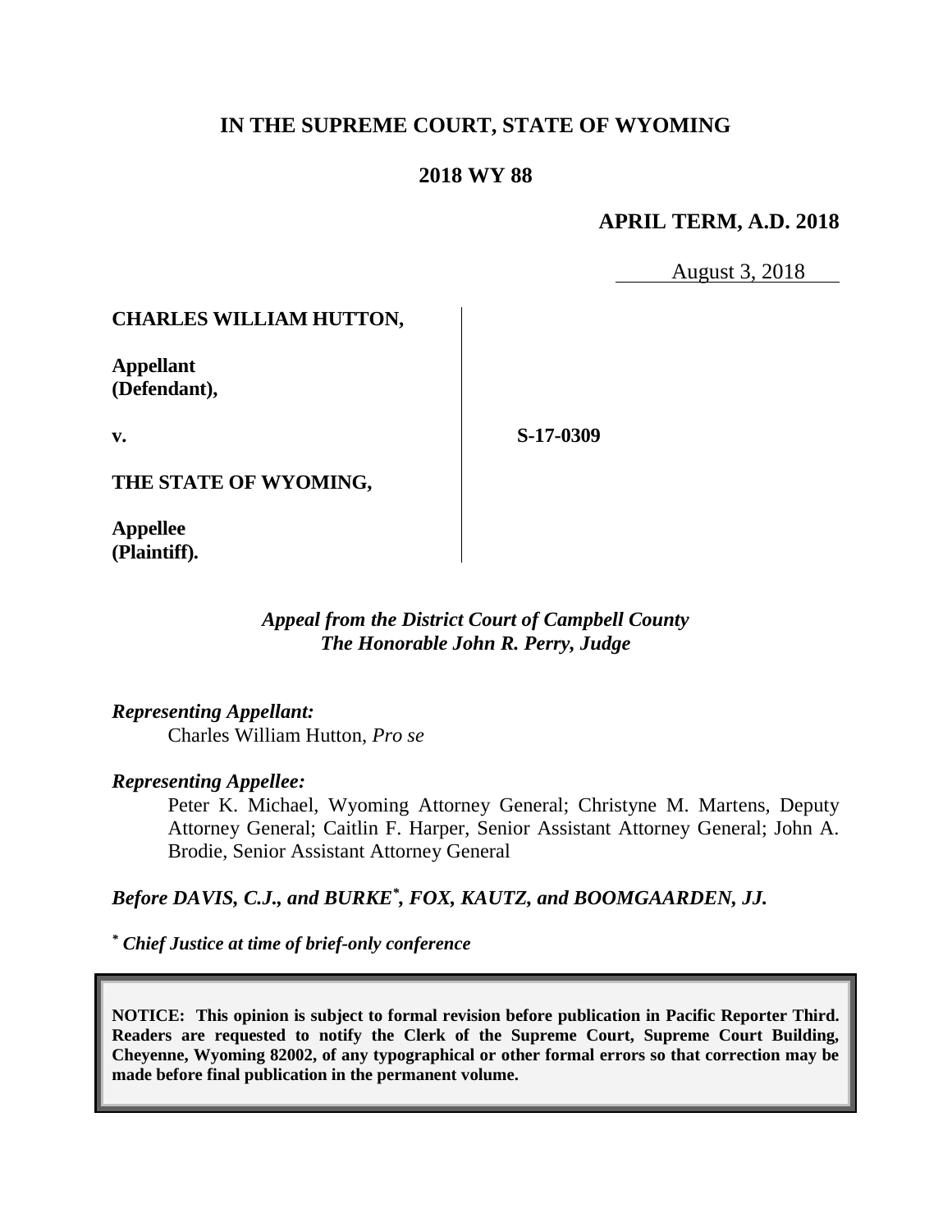# IN THE SUPREME COURT, STATE OF WYOMING

## 2018 WY 88

**APRIL TERM, A.D. 2018**

August 3, 2018

| | |
|---|---|
| **CHARLES WILLIAM HUTTON,**<br><br>**Appellant (Defendant),**<br><br>**v.**<br><br>**THE STATE OF WYOMING,**<br><br>**Appellee (Plaintiff).** | **S-17-0309** |

*Appeal from the District Court of Campbell County*
*The Honorable John R. Perry, Judge*

*Representing Appellant:*

Charles William Hutton, *Pro se*

*Representing Appellee:*

Peter K. Michael, Wyoming Attorney General; Christyne M. Martens, Deputy Attorney General; Caitlin F. Harper, Senior Assistant Attorney General; John A. Brodie, Senior Assistant Attorney General

***Before DAVIS, C.J., and BURKE\*, FOX, KAUTZ, and BOOMGAARDEN, JJ.***

***\* Chief Justice at time of brief-only conference***

**NOTICE: This opinion is subject to formal revision before publication in Pacific Reporter Third. Readers are requested to notify the Clerk of the Supreme Court, Supreme Court Building, Cheyenne, Wyoming 82002, of any typographical or other formal errors so that correction may be made before final publication in the permanent volume.**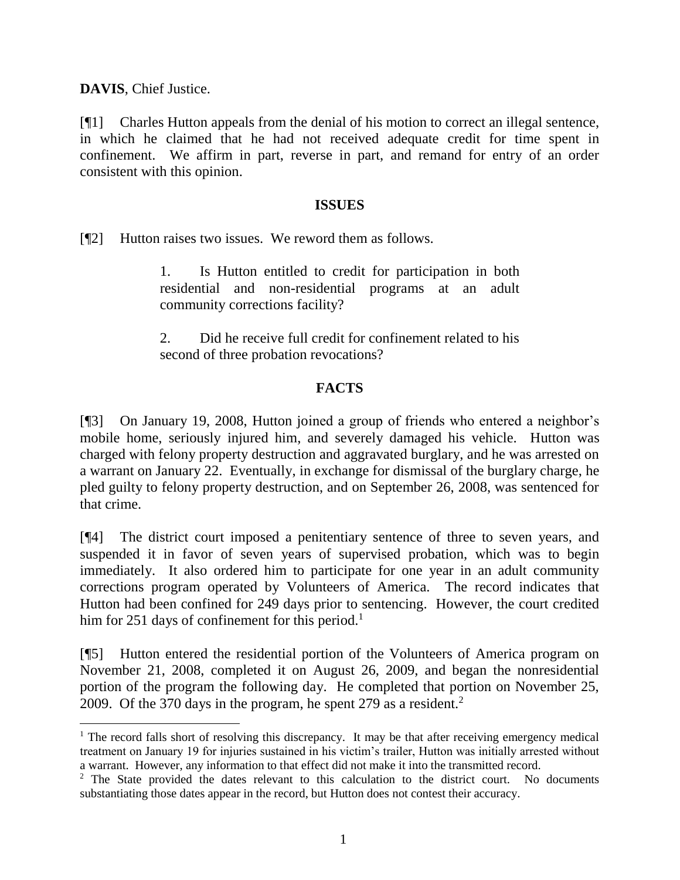**DAVIS**, Chief Justice.

[¶1] Charles Hutton appeals from the denial of his motion to correct an illegal sentence, in which he claimed that he had not received adequate credit for time spent in confinement. We affirm in part, reverse in part, and remand for entry of an order consistent with this opinion.

## ISSUES

[¶2] Hutton raises two issues. We reword them as follows.

> 1. Is Hutton entitled to credit for participation in both residential and non-residential programs at an adult community corrections facility?
>
> 2. Did he receive full credit for confinement related to his second of three probation revocations?

## FACTS

[¶3] On January 19, 2008, Hutton joined a group of friends who entered a neighbor's mobile home, seriously injured him, and severely damaged his vehicle. Hutton was charged with felony property destruction and aggravated burglary, and he was arrested on a warrant on January 22. Eventually, in exchange for dismissal of the burglary charge, he pled guilty to felony property destruction, and on September 26, 2008, was sentenced for that crime.

[¶4] The district court imposed a penitentiary sentence of three to seven years, and suspended it in favor of seven years of supervised probation, which was to begin immediately. It also ordered him to participate for one year in an adult community corrections program operated by Volunteers of America. The record indicates that Hutton had been confined for 249 days prior to sentencing. However, the court credited him for 251 days of confinement for this period.[1]

[¶5] Hutton entered the residential portion of the Volunteers of America program on November 21, 2008, completed it on August 26, 2009, and began the nonresidential portion of the program the following day. He completed that portion on November 25, 2009. Of the 370 days in the program, he spent 279 as a resident.[2]

---

[1] The record falls short of resolving this discrepancy. It may be that after receiving emergency medical treatment on January 19 for injuries sustained in his victim's trailer, Hutton was initially arrested without a warrant. However, any information to that effect did not make it into the transmitted record.

[2] The State provided the dates relevant to this calculation to the district court. No documents substantiating those dates appear in the record, but Hutton does not contest their accuracy.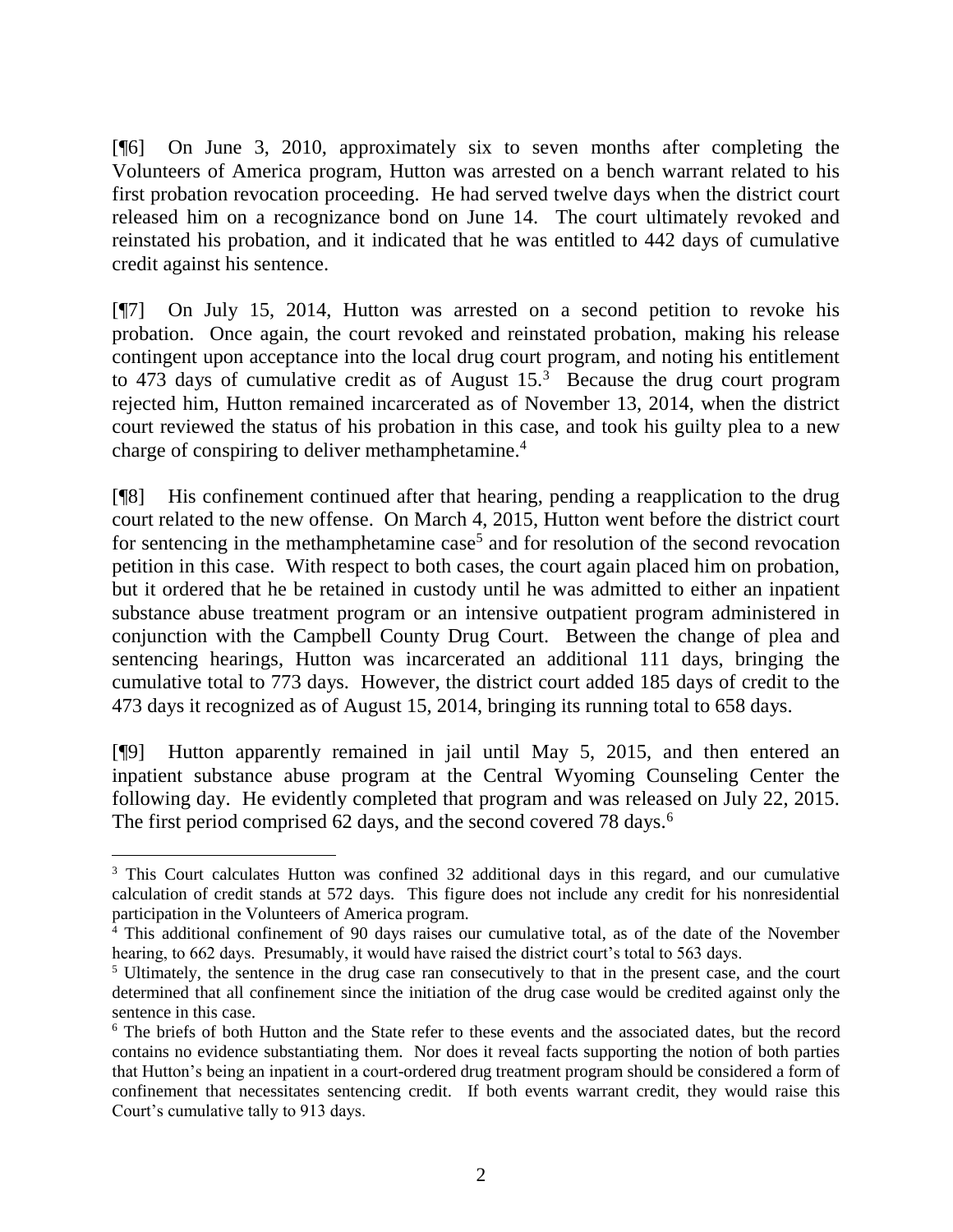[¶6] On June 3, 2010, approximately six to seven months after completing the Volunteers of America program, Hutton was arrested on a bench warrant related to his first probation revocation proceeding. He had served twelve days when the district court released him on a recognizance bond on June 14. The court ultimately revoked and reinstated his probation, and it indicated that he was entitled to 442 days of cumulative credit against his sentence.

[¶7] On July 15, 2014, Hutton was arrested on a second petition to revoke his probation. Once again, the court revoked and reinstated probation, making his release contingent upon acceptance into the local drug court program, and noting his entitlement to 473 days of cumulative credit as of August 15.[3] Because the drug court program rejected him, Hutton remained incarcerated as of November 13, 2014, when the district court reviewed the status of his probation in this case, and took his guilty plea to a new charge of conspiring to deliver methamphetamine.[4]

[¶8] His confinement continued after that hearing, pending a reapplication to the drug court related to the new offense. On March 4, 2015, Hutton went before the district court for sentencing in the methamphetamine case[5] and for resolution of the second revocation petition in this case. With respect to both cases, the court again placed him on probation, but it ordered that he be retained in custody until he was admitted to either an inpatient substance abuse treatment program or an intensive outpatient program administered in conjunction with the Campbell County Drug Court. Between the change of plea and sentencing hearings, Hutton was incarcerated an additional 111 days, bringing the cumulative total to 773 days. However, the district court added 185 days of credit to the 473 days it recognized as of August 15, 2014, bringing its running total to 658 days.

[¶9] Hutton apparently remained in jail until May 5, 2015, and then entered an inpatient substance abuse program at the Central Wyoming Counseling Center the following day. He evidently completed that program and was released on July 22, 2015. The first period comprised 62 days, and the second covered 78 days.[6]

---

[3] This Court calculates Hutton was confined 32 additional days in this regard, and our cumulative calculation of credit stands at 572 days. This figure does not include any credit for his nonresidential participation in the Volunteers of America program.

[4] This additional confinement of 90 days raises our cumulative total, as of the date of the November hearing, to 662 days. Presumably, it would have raised the district court's total to 563 days.

[5] Ultimately, the sentence in the drug case ran consecutively to that in the present case, and the court determined that all confinement since the initiation of the drug case would be credited against only the sentence in this case.

[6] The briefs of both Hutton and the State refer to these events and the associated dates, but the record contains no evidence substantiating them. Nor does it reveal facts supporting the notion of both parties that Hutton's being an inpatient in a court-ordered drug treatment program should be considered a form of confinement that necessitates sentencing credit. If both events warrant credit, they would raise this Court's cumulative tally to 913 days.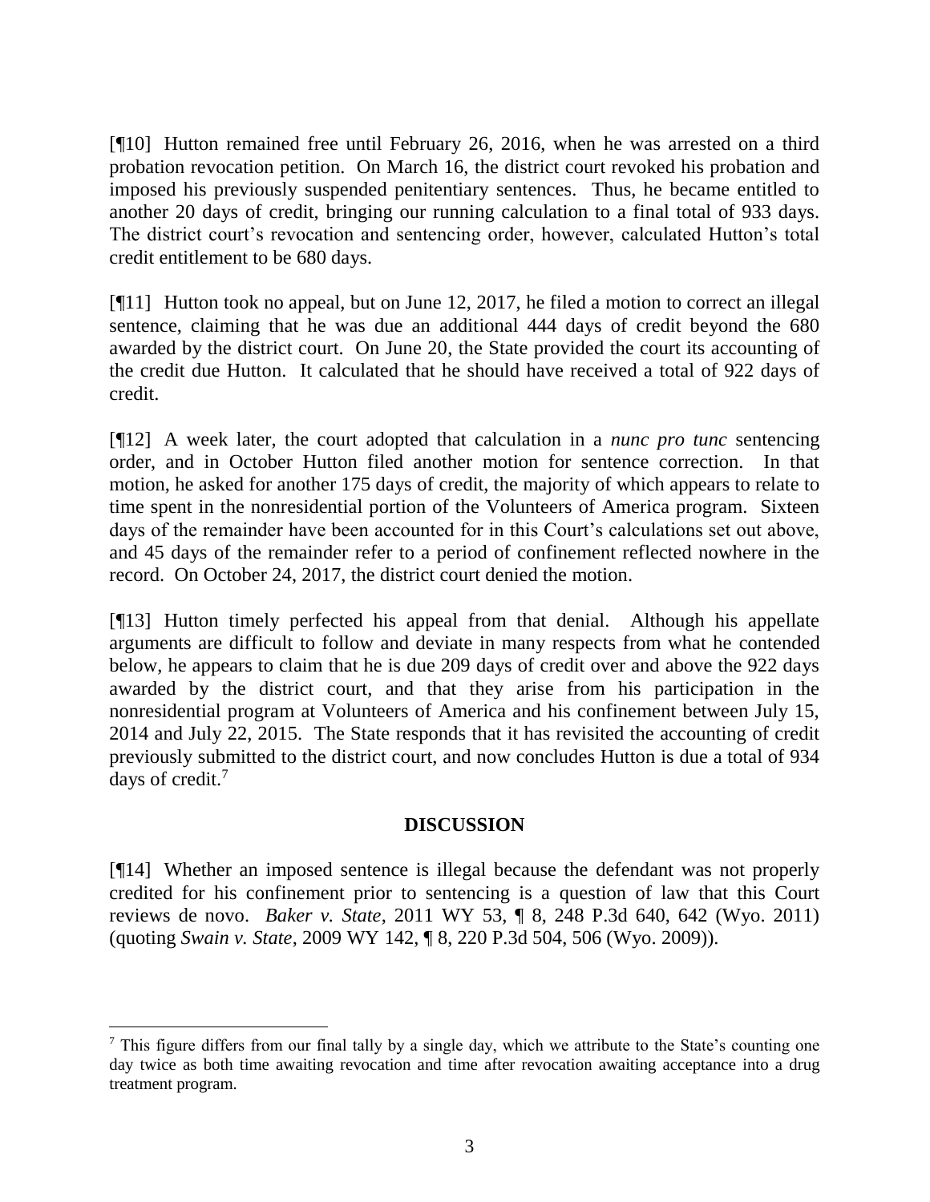[¶10] Hutton remained free until February 26, 2016, when he was arrested on a third probation revocation petition. On March 16, the district court revoked his probation and imposed his previously suspended penitentiary sentences. Thus, he became entitled to another 20 days of credit, bringing our running calculation to a final total of 933 days. The district court's revocation and sentencing order, however, calculated Hutton's total credit entitlement to be 680 days.

[¶11] Hutton took no appeal, but on June 12, 2017, he filed a motion to correct an illegal sentence, claiming that he was due an additional 444 days of credit beyond the 680 awarded by the district court. On June 20, the State provided the court its accounting of the credit due Hutton. It calculated that he should have received a total of 922 days of credit.

[¶12] A week later, the court adopted that calculation in a *nunc pro tunc* sentencing order, and in October Hutton filed another motion for sentence correction. In that motion, he asked for another 175 days of credit, the majority of which appears to relate to time spent in the nonresidential portion of the Volunteers of America program. Sixteen days of the remainder have been accounted for in this Court's calculations set out above, and 45 days of the remainder refer to a period of confinement reflected nowhere in the record. On October 24, 2017, the district court denied the motion.

[¶13] Hutton timely perfected his appeal from that denial. Although his appellate arguments are difficult to follow and deviate in many respects from what he contended below, he appears to claim that he is due 209 days of credit over and above the 922 days awarded by the district court, and that they arise from his participation in the nonresidential program at Volunteers of America and his confinement between July 15, 2014 and July 22, 2015. The State responds that it has revisited the accounting of credit previously submitted to the district court, and now concludes Hutton is due a total of 934 days of credit.[7]

## DISCUSSION

[¶14] Whether an imposed sentence is illegal because the defendant was not properly credited for his confinement prior to sentencing is a question of law that this Court reviews de novo. *Baker v. State*, 2011 WY 53, ¶ 8, 248 P.3d 640, 642 (Wyo. 2011) (quoting *Swain v. State*, 2009 WY 142, ¶ 8, 220 P.3d 504, 506 (Wyo. 2009)).

---

[7] This figure differs from our final tally by a single day, which we attribute to the State's counting one day twice as both time awaiting revocation and time after revocation awaiting acceptance into a drug treatment program.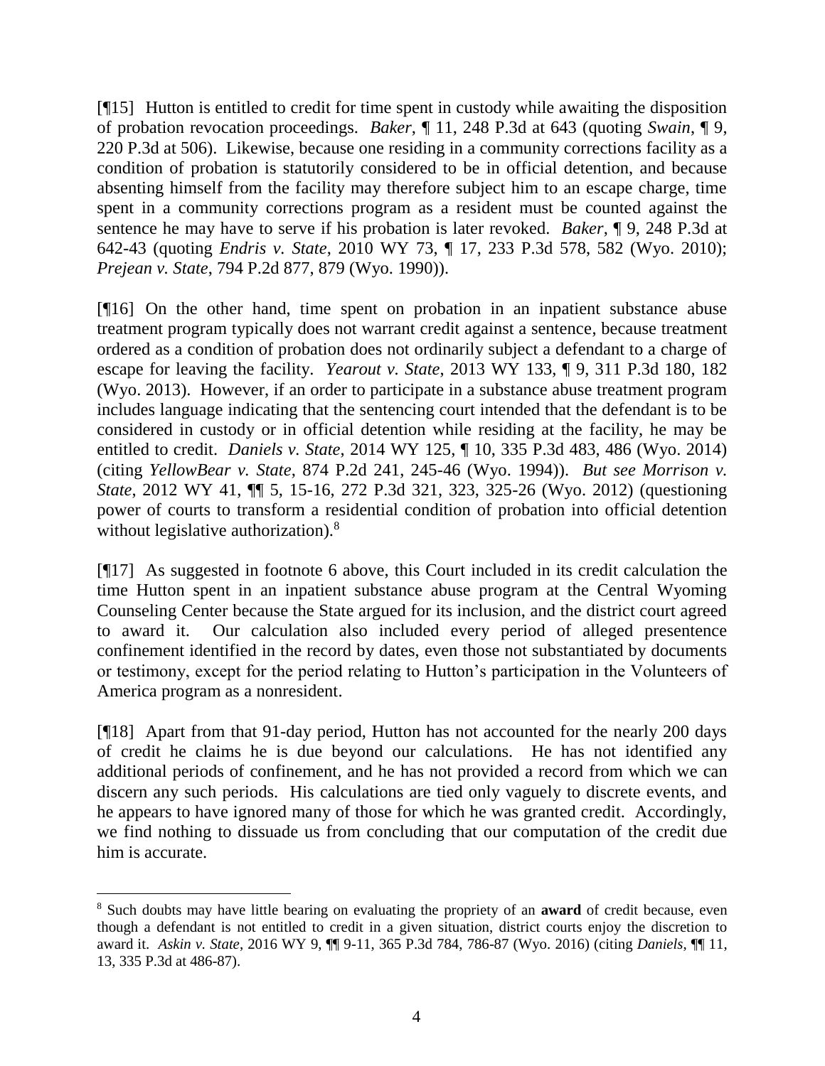[¶15] Hutton is entitled to credit for time spent in custody while awaiting the disposition of probation revocation proceedings. *Baker*, ¶ 11, 248 P.3d at 643 (quoting *Swain*, ¶ 9, 220 P.3d at 506). Likewise, because one residing in a community corrections facility as a condition of probation is statutorily considered to be in official detention, and because absenting himself from the facility may therefore subject him to an escape charge, time spent in a community corrections program as a resident must be counted against the sentence he may have to serve if his probation is later revoked. *Baker*, ¶ 9, 248 P.3d at 642-43 (quoting *Endris v. State*, 2010 WY 73, ¶ 17, 233 P.3d 578, 582 (Wyo. 2010); *Prejean v. State*, 794 P.2d 877, 879 (Wyo. 1990)).

[¶16] On the other hand, time spent on probation in an inpatient substance abuse treatment program typically does not warrant credit against a sentence, because treatment ordered as a condition of probation does not ordinarily subject a defendant to a charge of escape for leaving the facility. *Yearout v. State*, 2013 WY 133, ¶ 9, 311 P.3d 180, 182 (Wyo. 2013). However, if an order to participate in a substance abuse treatment program includes language indicating that the sentencing court intended that the defendant is to be considered in custody or in official detention while residing at the facility, he may be entitled to credit. *Daniels v. State*, 2014 WY 125, ¶ 10, 335 P.3d 483, 486 (Wyo. 2014) (citing *YellowBear v. State*, 874 P.2d 241, 245-46 (Wyo. 1994)). *But see Morrison v. State*, 2012 WY 41, ¶¶ 5, 15-16, 272 P.3d 321, 323, 325-26 (Wyo. 2012) (questioning power of courts to transform a residential condition of probation into official detention without legislative authorization).[8]

[¶17] As suggested in footnote 6 above, this Court included in its credit calculation the time Hutton spent in an inpatient substance abuse program at the Central Wyoming Counseling Center because the State argued for its inclusion, and the district court agreed to award it. Our calculation also included every period of alleged presentence confinement identified in the record by dates, even those not substantiated by documents or testimony, except for the period relating to Hutton's participation in the Volunteers of America program as a nonresident.

[¶18] Apart from that 91-day period, Hutton has not accounted for the nearly 200 days of credit he claims he is due beyond our calculations. He has not identified any additional periods of confinement, and he has not provided a record from which we can discern any such periods. His calculations are tied only vaguely to discrete events, and he appears to have ignored many of those for which he was granted credit. Accordingly, we find nothing to dissuade us from concluding that our computation of the credit due him is accurate.

---

[8] Such doubts may have little bearing on evaluating the propriety of an **award** of credit because, even though a defendant is not entitled to credit in a given situation, district courts enjoy the discretion to award it. *Askin v. State*, 2016 WY 9, ¶¶ 9-11, 365 P.3d 784, 786-87 (Wyo. 2016) (citing *Daniels*, ¶¶ 11, 13, 335 P.3d at 486-87).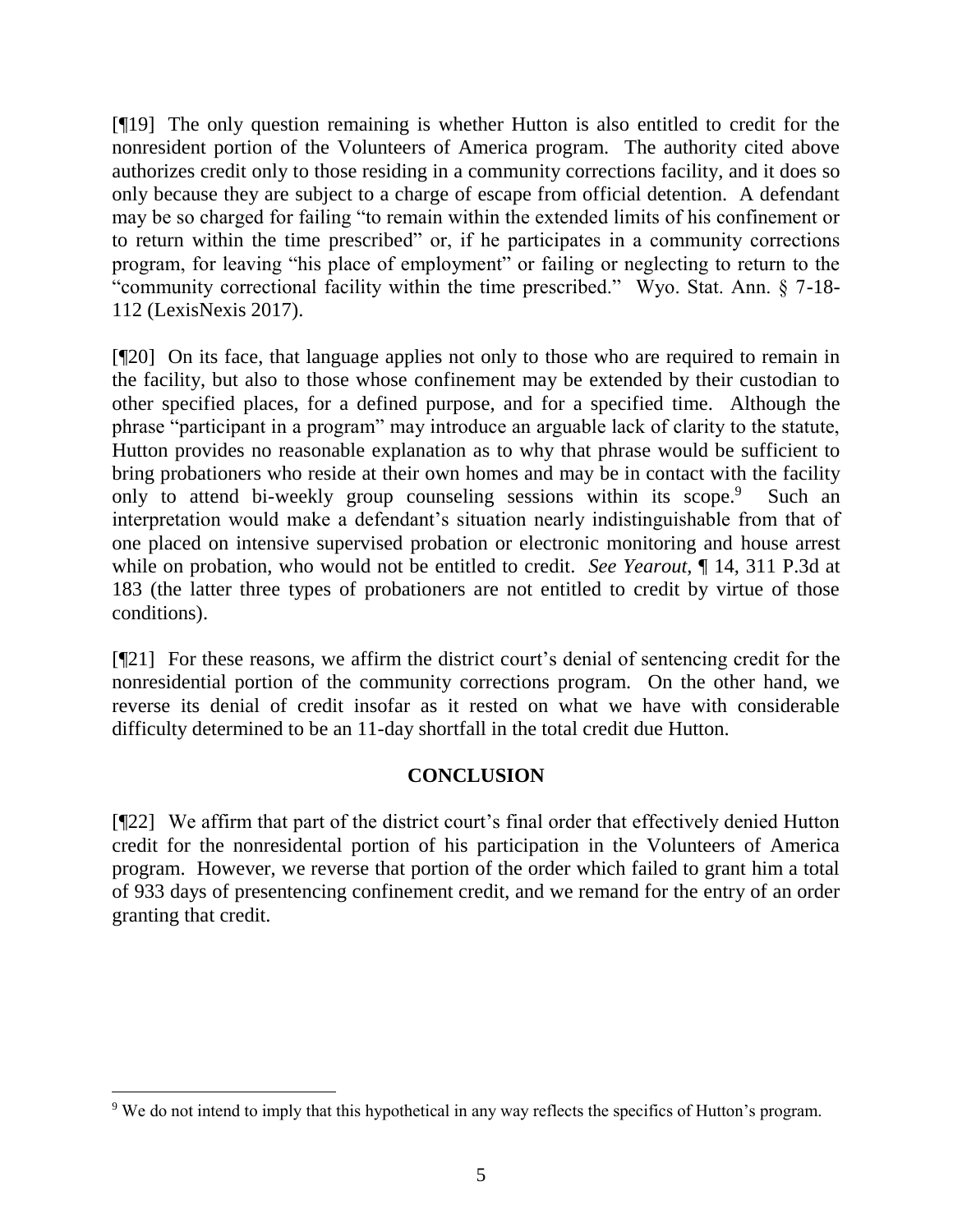[¶19] The only question remaining is whether Hutton is also entitled to credit for the nonresident portion of the Volunteers of America program. The authority cited above authorizes credit only to those residing in a community corrections facility, and it does so only because they are subject to a charge of escape from official detention. A defendant may be so charged for failing "to remain within the extended limits of his confinement or to return within the time prescribed" or, if he participates in a community corrections program, for leaving "his place of employment" or failing or neglecting to return to the "community correctional facility within the time prescribed." Wyo. Stat. Ann. § 7-18-112 (LexisNexis 2017).

[¶20] On its face, that language applies not only to those who are required to remain in the facility, but also to those whose confinement may be extended by their custodian to other specified places, for a defined purpose, and for a specified time. Although the phrase "participant in a program" may introduce an arguable lack of clarity to the statute, Hutton provides no reasonable explanation as to why that phrase would be sufficient to bring probationers who reside at their own homes and may be in contact with the facility only to attend bi-weekly group counseling sessions within its scope.[9] Such an interpretation would make a defendant's situation nearly indistinguishable from that of one placed on intensive supervised probation or electronic monitoring and house arrest while on probation, who would not be entitled to credit. *See Yearout*, ¶ 14, 311 P.3d at 183 (the latter three types of probationers are not entitled to credit by virtue of those conditions).

[¶21] For these reasons, we affirm the district court's denial of sentencing credit for the nonresidential portion of the community corrections program. On the other hand, we reverse its denial of credit insofar as it rested on what we have with considerable difficulty determined to be an 11-day shortfall in the total credit due Hutton.

## CONCLUSION

[¶22] We affirm that part of the district court's final order that effectively denied Hutton credit for the nonresidental portion of his participation in the Volunteers of America program. However, we reverse that portion of the order which failed to grant him a total of 933 days of presentencing confinement credit, and we remand for the entry of an order granting that credit.

---

[9] We do not intend to imply that this hypothetical in any way reflects the specifics of Hutton's program.